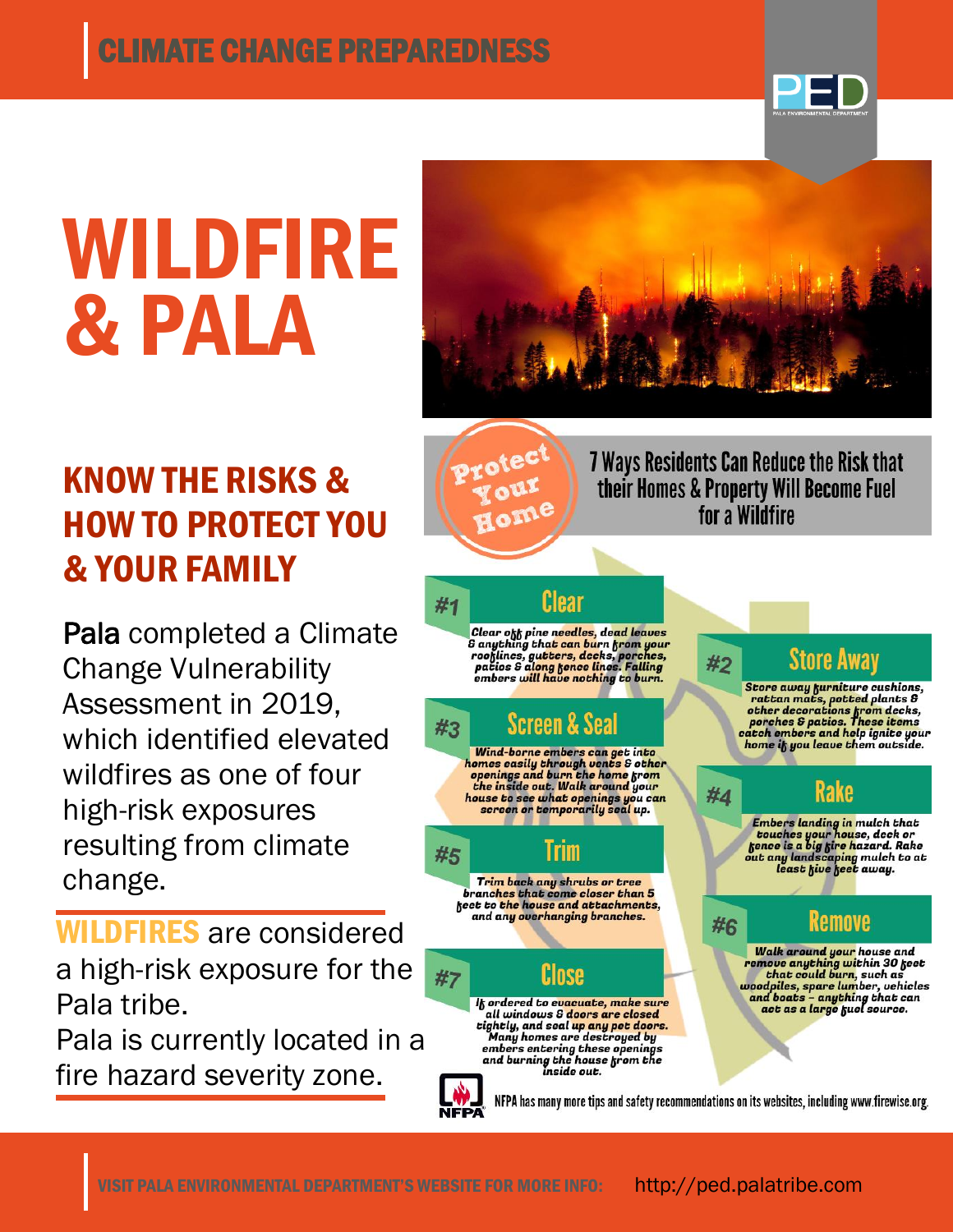# CLIMATE CHANGE PREPAREDNESS

PED
PALA ENVIRONMENTAL DEPARTMENT

# WILDFIRE & PALA

## KNOW THE RISKS & HOW TO PROTECT YOU & YOUR FAMILY

**Pala** completed a Climate Change Vulnerability Assessment in 2019, which identified elevated wildfires as one of four high-risk exposures resulting from climate change.

**WILDFIRES** are considered a high-risk exposure for the Pala tribe.
Pala is currently located in a fire hazard severity zone.

## Protect Your Home

### 7 Ways Residents Can Reduce the Risk that their Homes & Property Will Become Fuel for a Wildfire

**#1 Clear**

*Clear off pine needles, dead leaves & anything that can burn from your rooflines, gutters, decks, porches, patios & along fence lines. Falling embers will have nothing to burn.*

**#2 Store Away**

*Store away furniture cushions, rattan mats, potted plants & other decorations from decks, porches & patios. These items catch embers and help ignite your home if you leave them outside.*

**#3 Screen & Seal**

*Wind-borne embers can get into homes easily through vents & other openings and burn the home from the inside out. Walk around your house to see what openings you can screen or temporarily seal up.*

**#4 Rake**

*Embers landing in mulch that touches your house, deck or fence is a big fire hazard. Rake out any landscaping mulch to at least five feet away.*

**#5 Trim**

*Trim back any shrubs or tree branches that come closer than 5 feet to the house and attachments, and any overhanging branches.*

**#6 Remove**

*Walk around your house and remove anything within 30 feet that could burn, such as woodpiles, spare lumber, vehicles and boats – anything that can act as a large fuel source.*

**#7 Close**

*If ordered to evacuate, make sure all windows & doors are closed tightly, and seal up any pet doors. Many homes are destroyed by embers entering these openings and burning the house from the inside out.*

NFPA has many more tips and safety recommendations on its websites, including www.firewise.org.

VISIT PALA ENVIRONMENTAL DEPARTMENT'S WEBSITE FOR MORE INFO: http://ped.palatribe.com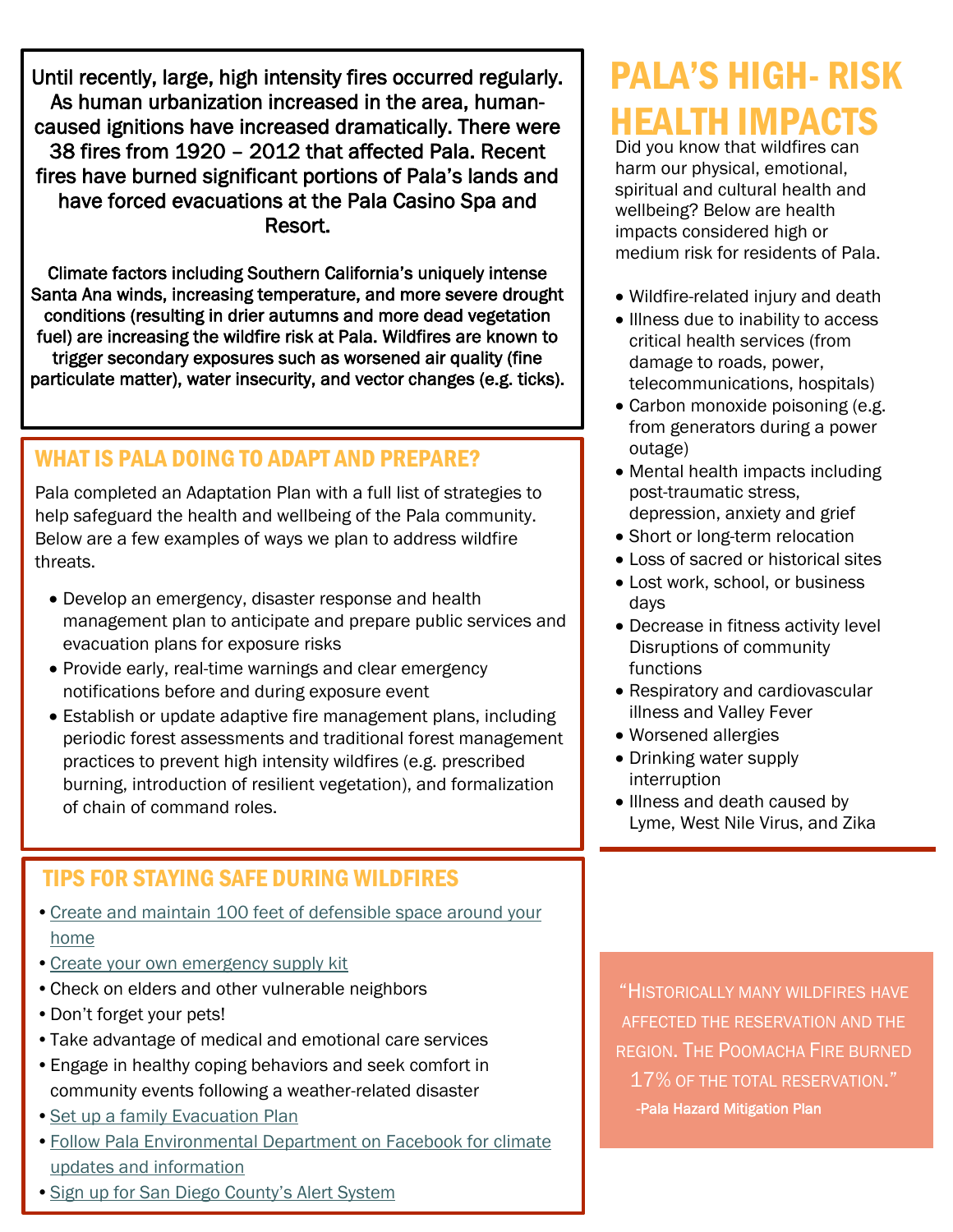Until recently, large, high intensity fires occurred regularly. As human urbanization increased in the area, human-caused ignitions have increased dramatically. There were 38 fires from 1920 – 2012 that affected Pala. Recent fires have burned significant portions of Pala's lands and have forced evacuations at the Pala Casino Spa and Resort.

Climate factors including Southern California's uniquely intense Santa Ana winds, increasing temperature, and more severe drought conditions (resulting in drier autumns and more dead vegetation fuel) are increasing the wildfire risk at Pala. Wildfires are known to trigger secondary exposures such as worsened air quality (fine particulate matter), water insecurity, and vector changes (e.g. ticks).

## WHAT IS PALA DOING TO ADAPT AND PREPARE?

Pala completed an Adaptation Plan with a full list of strategies to help safeguard the health and wellbeing of the Pala community. Below are a few examples of ways we plan to address wildfire threats.

- Develop an emergency, disaster response and health management plan to anticipate and prepare public services and evacuation plans for exposure risks
- Provide early, real-time warnings and clear emergency notifications before and during exposure event
- Establish or update adaptive fire management plans, including periodic forest assessments and traditional forest management practices to prevent high intensity wildfires (e.g. prescribed burning, introduction of resilient vegetation), and formalization of chain of command roles.

## TIPS FOR STAYING SAFE DURING WILDFIRES

- Create and maintain 100 feet of defensible space around your home
- Create your own emergency supply kit
- Check on elders and other vulnerable neighbors
- Don't forget your pets!
- Take advantage of medical and emotional care services
- Engage in healthy coping behaviors and seek comfort in community events following a weather-related disaster
- Set up a family Evacuation Plan
- Follow Pala Environmental Department on Facebook for climate updates and information
- Sign up for San Diego County's Alert System

# PALA'S HIGH- RISK HEALTH IMPACTS

Did you know that wildfires can harm our physical, emotional, spiritual and cultural health and wellbeing? Below are health impacts considered high or medium risk for residents of Pala.

- Wildfire-related injury and death
- Illness due to inability to access critical health services (from damage to roads, power, telecommunications, hospitals)
- Carbon monoxide poisoning (e.g. from generators during a power outage)
- Mental health impacts including post-traumatic stress, depression, anxiety and grief
- Short or long-term relocation
- Loss of sacred or historical sites
- Lost work, school, or business days
- Decrease in fitness activity level Disruptions of community functions
- Respiratory and cardiovascular illness and Valley Fever
- Worsened allergies
- Drinking water supply interruption
- Illness and death caused by Lyme, West Nile Virus, and Zika

"Historically many wildfires have affected the reservation and the region. The Poomacha Fire burned 17% of the total reservation."

-Pala Hazard Mitigation Plan